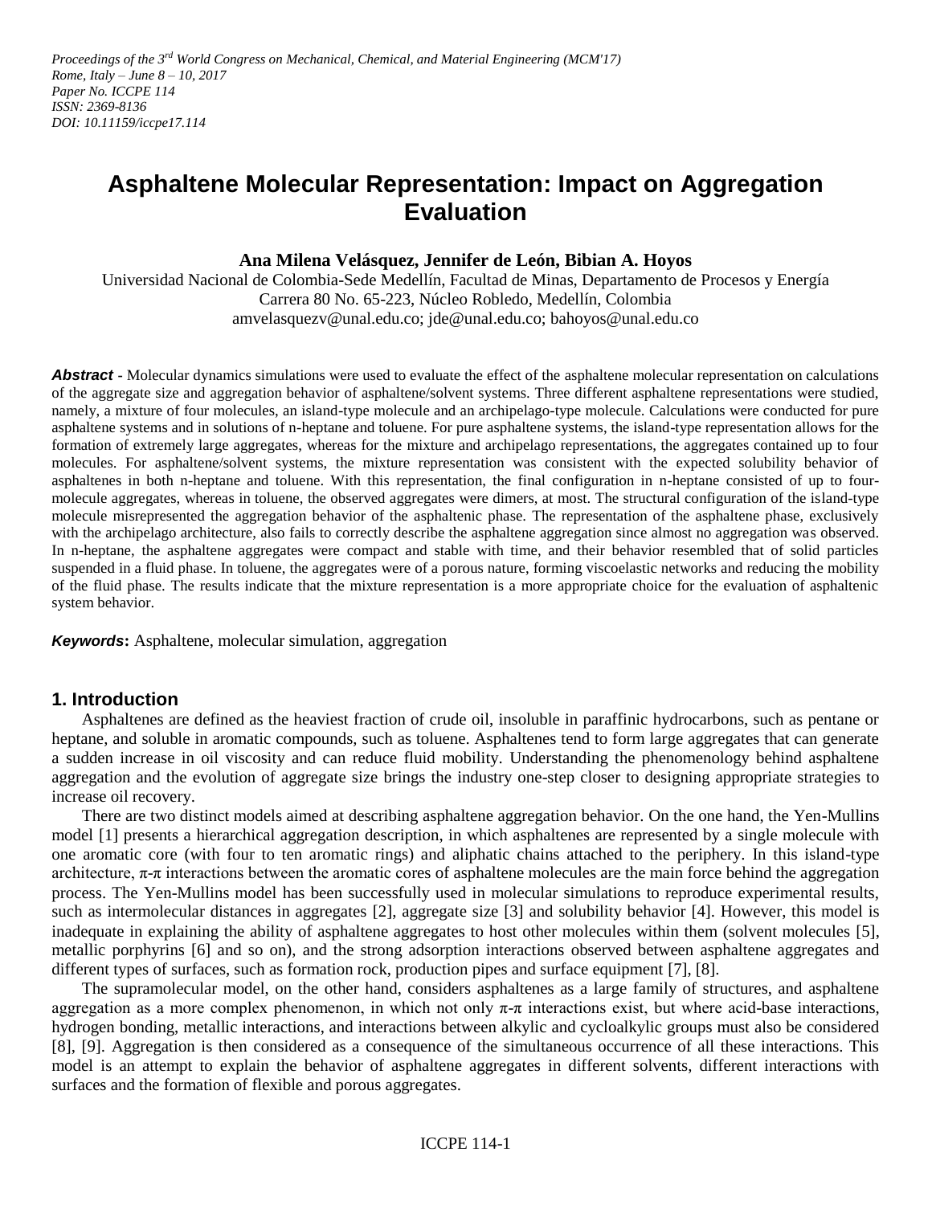*Proceedings of the 3rd World Congress on Mechanical, Chemical, and Material Engineering (MCM'17)*
*Rome, Italy – June 8 – 10, 2017*
*Paper No. ICCPE 114*
*ISSN: 2369-8136*
*DOI: 10.11159/iccpe17.114*

# Asphaltene Molecular Representation: Impact on Aggregation Evaluation

**Ana Milena Velásquez, Jennifer de León, Bibian A. Hoyos**

Universidad Nacional de Colombia-Sede Medellín, Facultad de Minas, Departamento de Procesos y Energía
Carrera 80 No. 65-223, Núcleo Robledo, Medellín, Colombia
amvelasquezv@unal.edu.co; jde@unal.edu.co; bahoyos@unal.edu.co

***Abstract*** - Molecular dynamics simulations were used to evaluate the effect of the asphaltene molecular representation on calculations of the aggregate size and aggregation behavior of asphaltene/solvent systems. Three different asphaltene representations were studied, namely, a mixture of four molecules, an island-type molecule and an archipelago-type molecule. Calculations were conducted for pure asphaltene systems and in solutions of n-heptane and toluene. For pure asphaltene systems, the island-type representation allows for the formation of extremely large aggregates, whereas for the mixture and archipelago representations, the aggregates contained up to four molecules. For asphaltene/solvent systems, the mixture representation was consistent with the expected solubility behavior of asphaltenes in both n-heptane and toluene. With this representation, the final configuration in n-heptane consisted of up to four-molecule aggregates, whereas in toluene, the observed aggregates were dimers, at most. The structural configuration of the island-type molecule misrepresented the aggregation behavior of the asphaltenic phase. The representation of the asphaltene phase, exclusively with the archipelago architecture, also fails to correctly describe the asphaltene aggregation since almost no aggregation was observed. In n-heptane, the asphaltene aggregates were compact and stable with time, and their behavior resembled that of solid particles suspended in a fluid phase. In toluene, the aggregates were of a porous nature, forming viscoelastic networks and reducing the mobility of the fluid phase. The results indicate that the mixture representation is a more appropriate choice for the evaluation of asphaltenic system behavior.

***Keywords*:** Asphaltene, molecular simulation, aggregation

## 1. Introduction

Asphaltenes are defined as the heaviest fraction of crude oil, insoluble in paraffinic hydrocarbons, such as pentane or heptane, and soluble in aromatic compounds, such as toluene. Asphaltenes tend to form large aggregates that can generate a sudden increase in oil viscosity and can reduce fluid mobility. Understanding the phenomenology behind asphaltene aggregation and the evolution of aggregate size brings the industry one-step closer to designing appropriate strategies to increase oil recovery.

There are two distinct models aimed at describing asphaltene aggregation behavior. On the one hand, the Yen-Mullins model [1] presents a hierarchical aggregation description, in which asphaltenes are represented by a single molecule with one aromatic core (with four to ten aromatic rings) and aliphatic chains attached to the periphery. In this island-type architecture, π-π interactions between the aromatic cores of asphaltene molecules are the main force behind the aggregation process. The Yen-Mullins model has been successfully used in molecular simulations to reproduce experimental results, such as intermolecular distances in aggregates [2], aggregate size [3] and solubility behavior [4]. However, this model is inadequate in explaining the ability of asphaltene aggregates to host other molecules within them (solvent molecules [5], metallic porphyrins [6] and so on), and the strong adsorption interactions observed between asphaltene aggregates and different types of surfaces, such as formation rock, production pipes and surface equipment [7], [8].

The supramolecular model, on the other hand, considers asphaltenes as a large family of structures, and asphaltene aggregation as a more complex phenomenon, in which not only π-π interactions exist, but where acid-base interactions, hydrogen bonding, metallic interactions, and interactions between alkylic and cycloalkylic groups must also be considered [8], [9]. Aggregation is then considered as a consequence of the simultaneous occurrence of all these interactions. This model is an attempt to explain the behavior of asphaltene aggregates in different solvents, different interactions with surfaces and the formation of flexible and porous aggregates.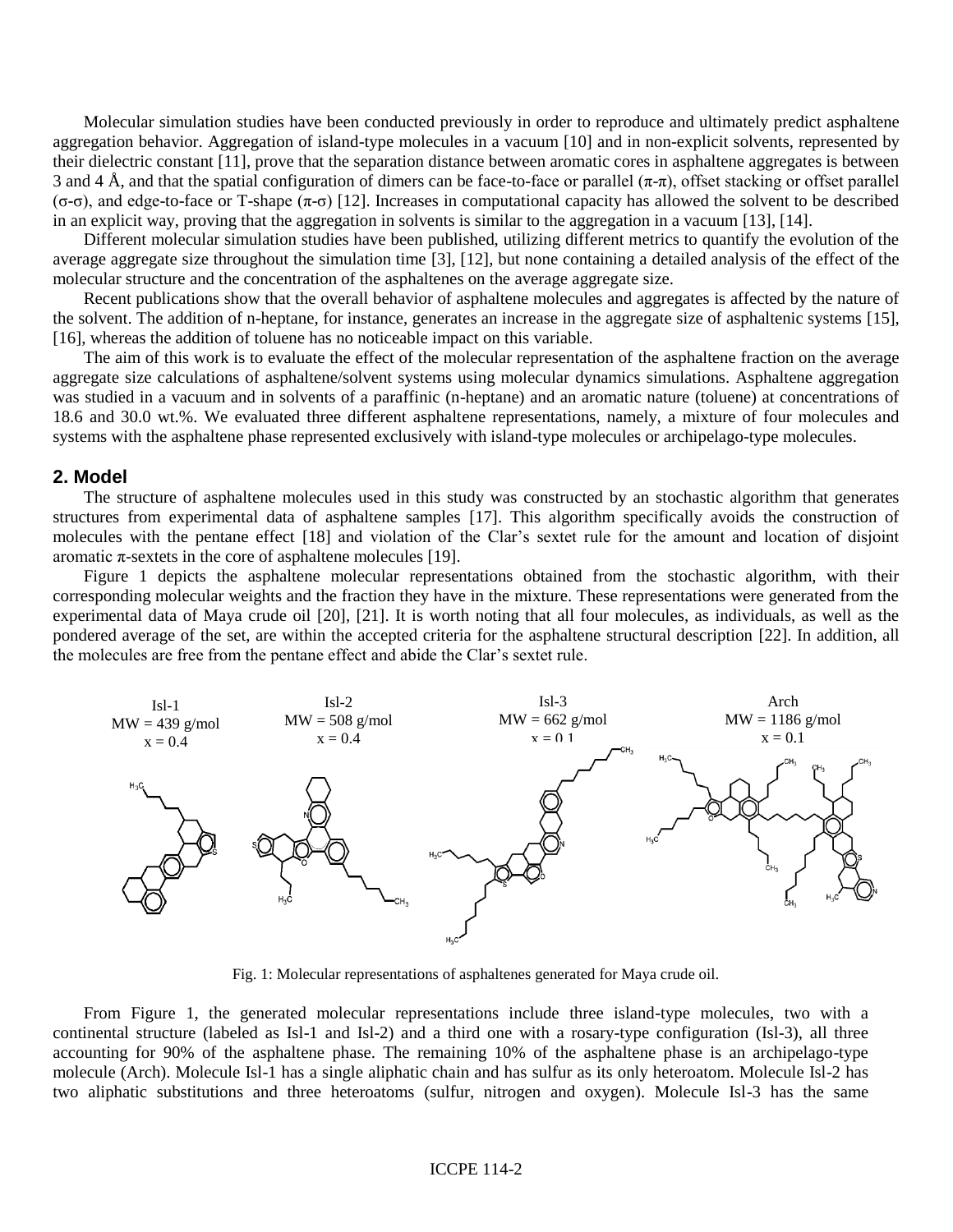Molecular simulation studies have been conducted previously in order to reproduce and ultimately predict asphaltene aggregation behavior. Aggregation of island-type molecules in a vacuum [10] and in non-explicit solvents, represented by their dielectric constant [11], prove that the separation distance between aromatic cores in asphaltene aggregates is between 3 and 4 Å, and that the spatial configuration of dimers can be face-to-face or parallel (π-π), offset stacking or offset parallel (σ-σ), and edge-to-face or T-shape (π-σ) [12]. Increases in computational capacity has allowed the solvent to be described in an explicit way, proving that the aggregation in solvents is similar to the aggregation in a vacuum [13], [14].

Different molecular simulation studies have been published, utilizing different metrics to quantify the evolution of the average aggregate size throughout the simulation time [3], [12], but none containing a detailed analysis of the effect of the molecular structure and the concentration of the asphaltenes on the average aggregate size.

Recent publications show that the overall behavior of asphaltene molecules and aggregates is affected by the nature of the solvent. The addition of n-heptane, for instance, generates an increase in the aggregate size of asphaltenic systems [15], [16], whereas the addition of toluene has no noticeable impact on this variable.

The aim of this work is to evaluate the effect of the molecular representation of the asphaltene fraction on the average aggregate size calculations of asphaltene/solvent systems using molecular dynamics simulations. Asphaltene aggregation was studied in a vacuum and in solvents of a paraffinic (n-heptane) and an aromatic nature (toluene) at concentrations of 18.6 and 30.0 wt.%. We evaluated three different asphaltene representations, namely, a mixture of four molecules and systems with the asphaltene phase represented exclusively with island-type molecules or archipelago-type molecules.

## 2. Model

The structure of asphaltene molecules used in this study was constructed by an stochastic algorithm that generates structures from experimental data of asphaltene samples [17]. This algorithm specifically avoids the construction of molecules with the pentane effect [18] and violation of the Clar's sextet rule for the amount and location of disjoint aromatic π-sextets in the core of asphaltene molecules [19].

Figure 1 depicts the asphaltene molecular representations obtained from the stochastic algorithm, with their corresponding molecular weights and the fraction they have in the mixture. These representations were generated from the experimental data of Maya crude oil [20], [21]. It is worth noting that all four molecules, as individuals, as well as the pondered average of the set, are within the accepted criteria for the asphaltene structural description [22]. In addition, all the molecules are free from the pentane effect and abide the Clar's sextet rule.

Isl-1 MW = 439 g/mol $x = 0.4$ | Isl-2 MW = 508 g/mol $x = 0.4$ | Isl-3 MW = 662 g/mol $x = 0.1$ | Arch MW = 1186 g/mol $x = 0.1$

Fig. 1: Molecular representations of asphaltenes generated for Maya crude oil.

From Figure 1, the generated molecular representations include three island-type molecules, two with a continental structure (labeled as Isl-1 and Isl-2) and a third one with a rosary-type configuration (Isl-3), all three accounting for 90% of the asphaltene phase. The remaining 10% of the asphaltene phase is an archipelago-type molecule (Arch). Molecule Isl-1 has a single aliphatic chain and has sulfur as its only heteroatom. Molecule Isl-2 has two aliphatic substitutions and three heteroatoms (sulfur, nitrogen and oxygen). Molecule Isl-3 has the same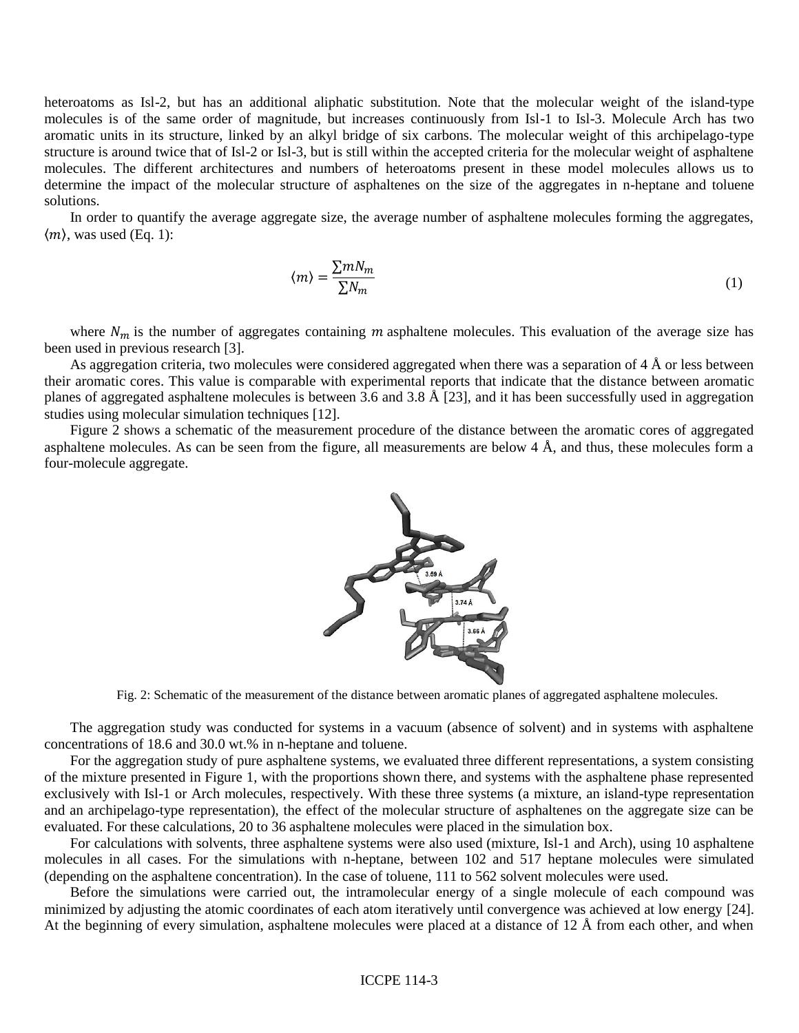heteroatoms as Isl-2, but has an additional aliphatic substitution. Note that the molecular weight of the island-type molecules is of the same order of magnitude, but increases continuously from Isl-1 to Isl-3. Molecule Arch has two aromatic units in its structure, linked by an alkyl bridge of six carbons. The molecular weight of this archipelago-type structure is around twice that of Isl-2 or Isl-3, but is still within the accepted criteria for the molecular weight of asphaltene molecules. The different architectures and numbers of heteroatoms present in these model molecules allows us to determine the impact of the molecular structure of asphaltenes on the size of the aggregates in n-heptane and toluene solutions.

In order to quantify the average aggregate size, the average number of asphaltene molecules forming the aggregates, $\langle m \rangle$, was used (Eq. 1):

$$\langle m \rangle = \frac{\sum m N_m}{\sum N_m} \tag{1}$$

where $N_m$ is the number of aggregates containing $m$ asphaltene molecules. This evaluation of the average size has been used in previous research [3].

As aggregation criteria, two molecules were considered aggregated when there was a separation of 4 Å or less between their aromatic cores. This value is comparable with experimental reports that indicate that the distance between aromatic planes of aggregated asphaltene molecules is between 3.6 and 3.8 Å [23], and it has been successfully used in aggregation studies using molecular simulation techniques [12].

Figure 2 shows a schematic of the measurement procedure of the distance between the aromatic cores of aggregated asphaltene molecules. As can be seen from the figure, all measurements are below 4 Å, and thus, these molecules form a four-molecule aggregate.

Fig. 2: Schematic of the measurement of the distance between aromatic planes of aggregated asphaltene molecules.

The aggregation study was conducted for systems in a vacuum (absence of solvent) and in systems with asphaltene concentrations of 18.6 and 30.0 wt.% in n-heptane and toluene.

For the aggregation study of pure asphaltene systems, we evaluated three different representations, a system consisting of the mixture presented in Figure 1, with the proportions shown there, and systems with the asphaltene phase represented exclusively with Isl-1 or Arch molecules, respectively. With these three systems (a mixture, an island-type representation and an archipelago-type representation), the effect of the molecular structure of asphaltenes on the aggregate size can be evaluated. For these calculations, 20 to 36 asphaltene molecules were placed in the simulation box.

For calculations with solvents, three asphaltene systems were also used (mixture, Isl-1 and Arch), using 10 asphaltene molecules in all cases. For the simulations with n-heptane, between 102 and 517 heptane molecules were simulated (depending on the asphaltene concentration). In the case of toluene, 111 to 562 solvent molecules were used.

Before the simulations were carried out, the intramolecular energy of a single molecule of each compound was minimized by adjusting the atomic coordinates of each atom iteratively until convergence was achieved at low energy [24]. At the beginning of every simulation, asphaltene molecules were placed at a distance of 12 Å from each other, and when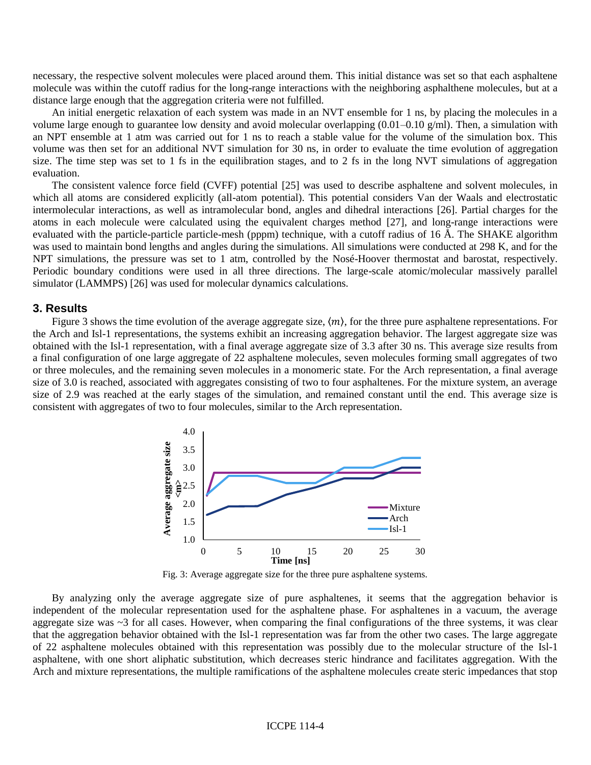necessary, the respective solvent molecules were placed around them. This initial distance was set so that each asphaltene molecule was within the cutoff radius for the long-range interactions with the neighboring asphalthene molecules, but at a distance large enough that the aggregation criteria were not fulfilled.

An initial energetic relaxation of each system was made in an NVT ensemble for 1 ns, by placing the molecules in a volume large enough to guarantee low density and avoid molecular overlapping (0.01–0.10 g/ml). Then, a simulation with an NPT ensemble at 1 atm was carried out for 1 ns to reach a stable value for the volume of the simulation box. This volume was then set for an additional NVT simulation for 30 ns, in order to evaluate the time evolution of aggregation size. The time step was set to 1 fs in the equilibration stages, and to 2 fs in the long NVT simulations of aggregation evaluation.

The consistent valence force field (CVFF) potential [25] was used to describe asphaltene and solvent molecules, in which all atoms are considered explicitly (all-atom potential). This potential considers Van der Waals and electrostatic intermolecular interactions, as well as intramolecular bond, angles and dihedral interactions [26]. Partial charges for the atoms in each molecule were calculated using the equivalent charges method [27], and long-range interactions were evaluated with the particle-particle particle-mesh (pppm) technique, with a cutoff radius of 16 Å. The SHAKE algorithm was used to maintain bond lengths and angles during the simulations. All simulations were conducted at 298 K, and for the NPT simulations, the pressure was set to 1 atm, controlled by the Nosé-Hoover thermostat and barostat, respectively. Periodic boundary conditions were used in all three directions. The large-scale atomic/molecular massively parallel simulator (LAMMPS) [26] was used for molecular dynamics calculations.

## 3. Results

Figure 3 shows the time evolution of the average aggregate size, $\langle m \rangle$, for the three pure asphaltene representations. For the Arch and Isl-1 representations, the systems exhibit an increasing aggregation behavior. The largest aggregate size was obtained with the Isl-1 representation, with a final average aggregate size of 3.3 after 30 ns. This average size results from a final configuration of one large aggregate of 22 asphaltene molecules, seven molecules forming small aggregates of two or three molecules, and the remaining seven molecules in a monomeric state. For the Arch representation, a final average size of 3.0 is reached, associated with aggregates consisting of two to four asphaltenes. For the mixture system, an average size of 2.9 was reached at the early stages of the simulation, and remained constant until the end. This average size is consistent with aggregates of two to four molecules, similar to the Arch representation.

Fig. 3: Average aggregate size for the three pure asphaltene systems.

By analyzing only the average aggregate size of pure asphaltenes, it seems that the aggregation behavior is independent of the molecular representation used for the asphaltene phase. For asphaltenes in a vacuum, the average aggregate size was ~3 for all cases. However, when comparing the final configurations of the three systems, it was clear that the aggregation behavior obtained with the Isl-1 representation was far from the other two cases. The large aggregate of 22 asphaltene molecules obtained with this representation was possibly due to the molecular structure of the Isl-1 asphaltene, with one short aliphatic substitution, which decreases steric hindrance and facilitates aggregation. With the Arch and mixture representations, the multiple ramifications of the asphaltene molecules create steric impedances that stop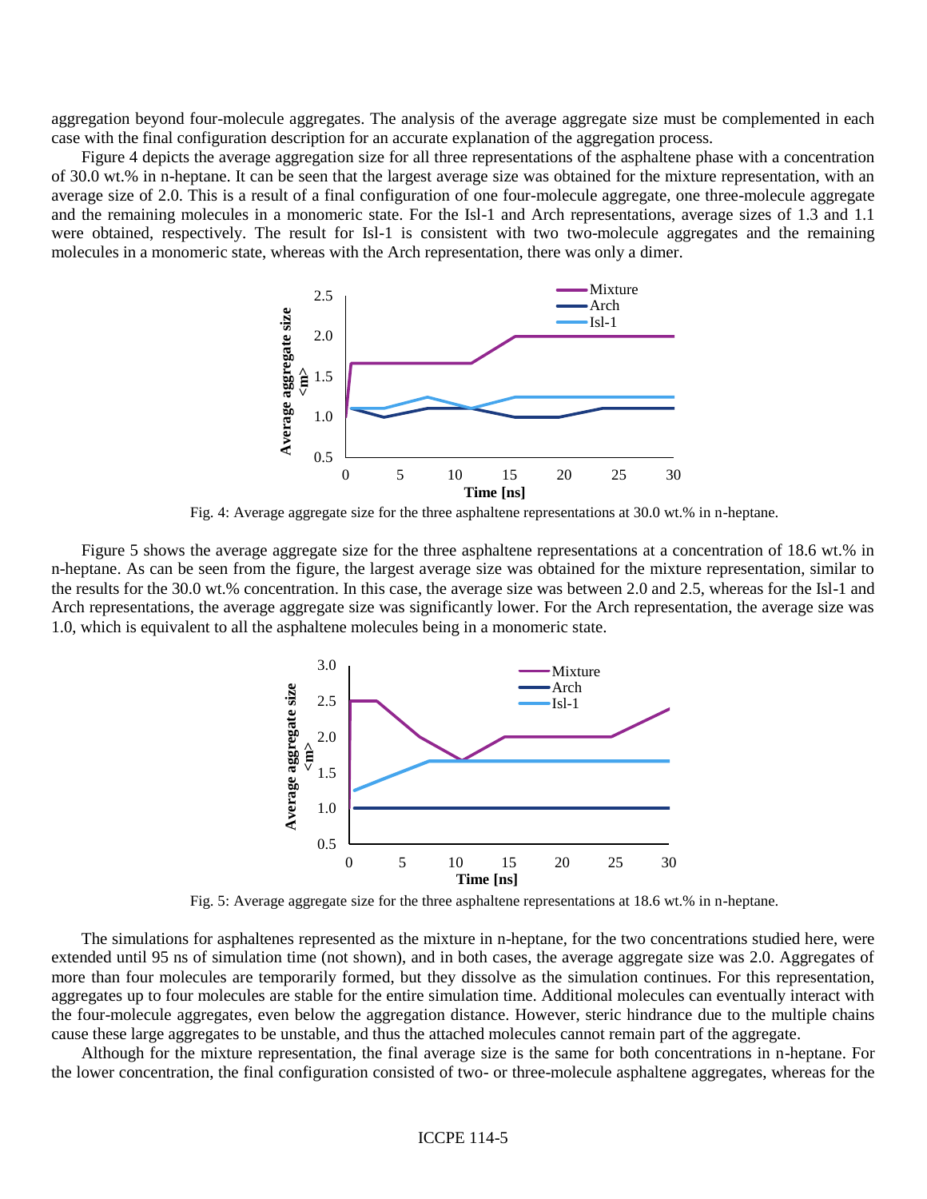aggregation beyond four-molecule aggregates. The analysis of the average aggregate size must be complemented in each case with the final configuration description for an accurate explanation of the aggregation process.

Figure 4 depicts the average aggregation size for all three representations of the asphaltene phase with a concentration of 30.0 wt.% in n-heptane. It can be seen that the largest average size was obtained for the mixture representation, with an average size of 2.0. This is a result of a final configuration of one four-molecule aggregate, one three-molecule aggregate and the remaining molecules in a monomeric state. For the Isl-1 and Arch representations, average sizes of 1.3 and 1.1 were obtained, respectively. The result for Isl-1 is consistent with two two-molecule aggregates and the remaining molecules in a monomeric state, whereas with the Arch representation, there was only a dimer.

Fig. 4: Average aggregate size for the three asphaltene representations at 30.0 wt.% in n-heptane.

Figure 5 shows the average aggregate size for the three asphaltene representations at a concentration of 18.6 wt.% in n-heptane. As can be seen from the figure, the largest average size was obtained for the mixture representation, similar to the results for the 30.0 wt.% concentration. In this case, the average size was between 2.0 and 2.5, whereas for the Isl-1 and Arch representations, the average size was significantly lower. For the Arch representation, the average size was 1.0, which is equivalent to all the asphaltene molecules being in a monomeric state.

Fig. 5: Average aggregate size for the three asphaltene representations at 18.6 wt.% in n-heptane.

The simulations for asphaltenes represented as the mixture in n-heptane, for the two concentrations studied here, were extended until 95 ns of simulation time (not shown), and in both cases, the average aggregate size was 2.0. Aggregates of more than four molecules are temporarily formed, but they dissolve as the simulation continues. For this representation, aggregates up to four molecules are stable for the entire simulation time. Additional molecules can eventually interact with the four-molecule aggregates, even below the aggregation distance. However, steric hindrance due to the multiple chains cause these large aggregates to be unstable, and thus the attached molecules cannot remain part of the aggregate.

Although for the mixture representation, the final average size is the same for both concentrations in n-heptane. For the lower concentration, the final configuration consisted of two- or three-molecule asphaltene aggregates, whereas for the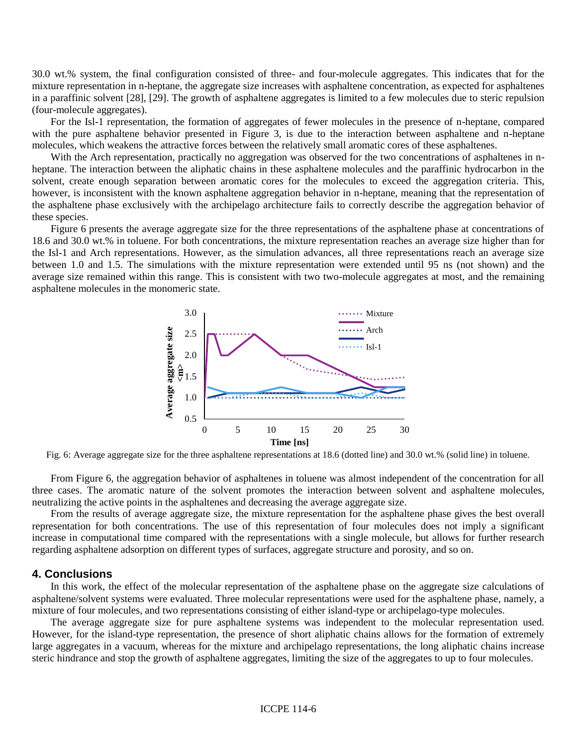30.0 wt.% system, the final configuration consisted of three- and four-molecule aggregates. This indicates that for the mixture representation in n-heptane, the aggregate size increases with asphaltene concentration, as expected for asphaltenes in a paraffinic solvent [28], [29]. The growth of asphaltene aggregates is limited to a few molecules due to steric repulsion (four-molecule aggregates).

For the Isl-1 representation, the formation of aggregates of fewer molecules in the presence of n-heptane, compared with the pure asphaltene behavior presented in Figure 3, is due to the interaction between asphaltene and n-heptane molecules, which weakens the attractive forces between the relatively small aromatic cores of these asphaltenes.

With the Arch representation, practically no aggregation was observed for the two concentrations of asphaltenes in n-heptane. The interaction between the aliphatic chains in these asphaltene molecules and the paraffinic hydrocarbon in the solvent, create enough separation between aromatic cores for the molecules to exceed the aggregation criteria. This, however, is inconsistent with the known asphaltene aggregation behavior in n-heptane, meaning that the representation of the asphaltene phase exclusively with the archipelago architecture fails to correctly describe the aggregation behavior of these species.

Figure 6 presents the average aggregate size for the three representations of the asphaltene phase at concentrations of 18.6 and 30.0 wt.% in toluene. For both concentrations, the mixture representation reaches an average size higher than for the Isl-1 and Arch representations. However, as the simulation advances, all three representations reach an average size between 1.0 and 1.5. The simulations with the mixture representation were extended until 95 ns (not shown) and the average size remained within this range. This is consistent with two two-molecule aggregates at most, and the remaining asphaltene molecules in the monomeric state.

Fig. 6: Average aggregate size for the three asphaltene representations at 18.6 (dotted line) and 30.0 wt.% (solid line) in toluene.

From Figure 6, the aggregation behavior of asphaltenes in toluene was almost independent of the concentration for all three cases. The aromatic nature of the solvent promotes the interaction between solvent and asphaltene molecules, neutralizing the active points in the asphaltenes and decreasing the average aggregate size.

From the results of average aggregate size, the mixture representation for the asphaltene phase gives the best overall representation for both concentrations. The use of this representation of four molecules does not imply a significant increase in computational time compared with the representations with a single molecule, but allows for further research regarding asphaltene adsorption on different types of surfaces, aggregate structure and porosity, and so on.

## 4. Conclusions

In this work, the effect of the molecular representation of the asphaltene phase on the aggregate size calculations of asphaltene/solvent systems were evaluated. Three molecular representations were used for the asphaltene phase, namely, a mixture of four molecules, and two representations consisting of either island-type or archipelago-type molecules.

The average aggregate size for pure asphaltene systems was independent to the molecular representation used. However, for the island-type representation, the presence of short aliphatic chains allows for the formation of extremely large aggregates in a vacuum, whereas for the mixture and archipelago representations, the long aliphatic chains increase steric hindrance and stop the growth of asphaltene aggregates, limiting the size of the aggregates to up to four molecules.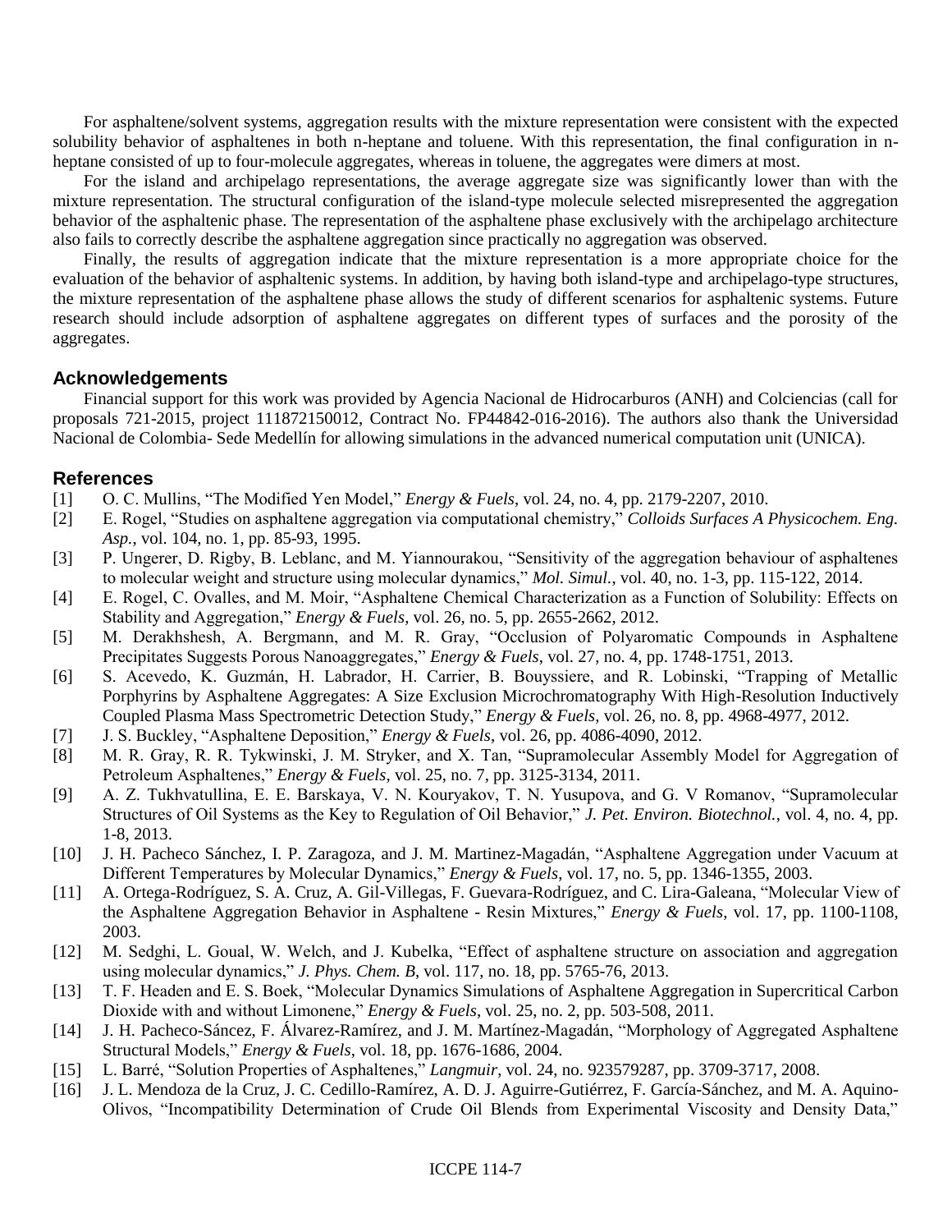For asphaltene/solvent systems, aggregation results with the mixture representation were consistent with the expected solubility behavior of asphaltenes in both n-heptane and toluene. With this representation, the final configuration in n-heptane consisted of up to four-molecule aggregates, whereas in toluene, the aggregates were dimers at most.

For the island and archipelago representations, the average aggregate size was significantly lower than with the mixture representation. The structural configuration of the island-type molecule selected misrepresented the aggregation behavior of the asphaltenic phase. The representation of the asphaltene phase exclusively with the archipelago architecture also fails to correctly describe the asphaltene aggregation since practically no aggregation was observed.

Finally, the results of aggregation indicate that the mixture representation is a more appropriate choice for the evaluation of the behavior of asphaltenic systems. In addition, by having both island-type and archipelago-type structures, the mixture representation of the asphaltene phase allows the study of different scenarios for asphaltenic systems. Future research should include adsorption of asphaltene aggregates on different types of surfaces and the porosity of the aggregates.

## Acknowledgements

Financial support for this work was provided by Agencia Nacional de Hidrocarburos (ANH) and Colciencias (call for proposals 721-2015, project 111872150012, Contract No. FP44842-016-2016). The authors also thank the Universidad Nacional de Colombia- Sede Medellín for allowing simulations in the advanced numerical computation unit (UNICA).

## References

[1] O. C. Mullins, "The Modified Yen Model," *Energy & Fuels*, vol. 24, no. 4, pp. 2179-2207, 2010.

[2] E. Rogel, "Studies on asphaltene aggregation via computational chemistry," *Colloids Surfaces A Physicochem. Eng. Asp.*, vol. 104, no. 1, pp. 85-93, 1995.

[3] P. Ungerer, D. Rigby, B. Leblanc, and M. Yiannourakou, "Sensitivity of the aggregation behaviour of asphaltenes to molecular weight and structure using molecular dynamics," *Mol. Simul.*, vol. 40, no. 1-3, pp. 115-122, 2014.

[4] E. Rogel, C. Ovalles, and M. Moir, "Asphaltene Chemical Characterization as a Function of Solubility: Effects on Stability and Aggregation," *Energy & Fuels*, vol. 26, no. 5, pp. 2655-2662, 2012.

[5] M. Derakhshesh, A. Bergmann, and M. R. Gray, "Occlusion of Polyaromatic Compounds in Asphaltene Precipitates Suggests Porous Nanoaggregates," *Energy & Fuels*, vol. 27, no. 4, pp. 1748-1751, 2013.

[6] S. Acevedo, K. Guzmán, H. Labrador, H. Carrier, B. Bouyssiere, and R. Lobinski, "Trapping of Metallic Porphyrins by Asphaltene Aggregates: A Size Exclusion Microchromatography With High-Resolution Inductively Coupled Plasma Mass Spectrometric Detection Study," *Energy & Fuels*, vol. 26, no. 8, pp. 4968-4977, 2012.

[7] J. S. Buckley, "Asphaltene Deposition," *Energy & Fuels*, vol. 26, pp. 4086-4090, 2012.

[8] M. R. Gray, R. R. Tykwinski, J. M. Stryker, and X. Tan, "Supramolecular Assembly Model for Aggregation of Petroleum Asphaltenes," *Energy & Fuels*, vol. 25, no. 7, pp. 3125-3134, 2011.

[9] A. Z. Tukhvatullina, E. E. Barskaya, V. N. Kouryakov, T. N. Yusupova, and G. V Romanov, "Supramolecular Structures of Oil Systems as the Key to Regulation of Oil Behavior," *J. Pet. Environ. Biotechnol.*, vol. 4, no. 4, pp. 1-8, 2013.

[10] J. H. Pacheco Sánchez, I. P. Zaragoza, and J. M. Martinez-Magadán, "Asphaltene Aggregation under Vacuum at Different Temperatures by Molecular Dynamics," *Energy & Fuels*, vol. 17, no. 5, pp. 1346-1355, 2003.

[11] A. Ortega-Rodríguez, S. A. Cruz, A. Gil-Villegas, F. Guevara-Rodríguez, and C. Lira-Galeana, "Molecular View of the Asphaltene Aggregation Behavior in Asphaltene - Resin Mixtures," *Energy & Fuels*, vol. 17, pp. 1100-1108, 2003.

[12] M. Sedghi, L. Goual, W. Welch, and J. Kubelka, "Effect of asphaltene structure on association and aggregation using molecular dynamics," *J. Phys. Chem. B*, vol. 117, no. 18, pp. 5765-76, 2013.

[13] T. F. Headen and E. S. Boek, "Molecular Dynamics Simulations of Asphaltene Aggregation in Supercritical Carbon Dioxide with and without Limonene," *Energy & Fuels*, vol. 25, no. 2, pp. 503-508, 2011.

[14] J. H. Pacheco-Sáncez, F. Álvarez-Ramírez, and J. M. Martínez-Magadán, "Morphology of Aggregated Asphaltene Structural Models," *Energy & Fuels*, vol. 18, pp. 1676-1686, 2004.

[15] L. Barré, "Solution Properties of Asphaltenes," *Langmuir*, vol. 24, no. 923579287, pp. 3709-3717, 2008.

[16] J. L. Mendoza de la Cruz, J. C. Cedillo-Ramírez, A. D. J. Aguirre-Gutiérrez, F. García-Sánchez, and M. A. Aquino-Olivos, "Incompatibility Determination of Crude Oil Blends from Experimental Viscosity and Density Data,"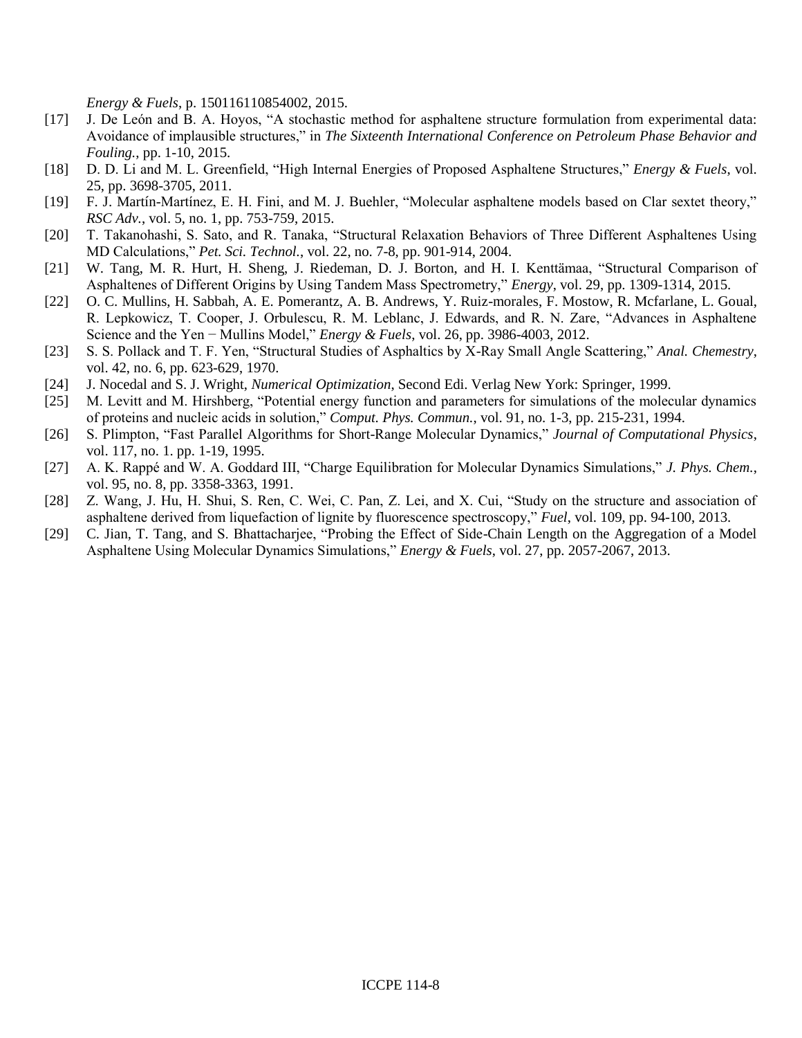*Energy & Fuels*, p. 150116110854002, 2015.

[17] J. De León and B. A. Hoyos, "A stochastic method for asphaltene structure formulation from experimental data: Avoidance of implausible structures," in *The Sixteenth International Conference on Petroleum Phase Behavior and Fouling.*, pp. 1-10, 2015.

[18] D. D. Li and M. L. Greenfield, "High Internal Energies of Proposed Asphaltene Structures," *Energy & Fuels*, vol. 25, pp. 3698-3705, 2011.

[19] F. J. Martín-Martínez, E. H. Fini, and M. J. Buehler, "Molecular asphaltene models based on Clar sextet theory," *RSC Adv.*, vol. 5, no. 1, pp. 753-759, 2015.

[20] T. Takanohashi, S. Sato, and R. Tanaka, "Structural Relaxation Behaviors of Three Different Asphaltenes Using MD Calculations," *Pet. Sci. Technol.*, vol. 22, no. 7-8, pp. 901-914, 2004.

[21] W. Tang, M. R. Hurt, H. Sheng, J. Riedeman, D. J. Borton, and H. I. Kenttämaa, "Structural Comparison of Asphaltenes of Different Origins by Using Tandem Mass Spectrometry," *Energy*, vol. 29, pp. 1309-1314, 2015.

[22] O. C. Mullins, H. Sabbah, A. E. Pomerantz, A. B. Andrews, Y. Ruiz-morales, F. Mostow, R. Mcfarlane, L. Goual, R. Lepkowicz, T. Cooper, J. Orbulescu, R. M. Leblanc, J. Edwards, and R. N. Zare, "Advances in Asphaltene Science and the Yen − Mullins Model," *Energy & Fuels*, vol. 26, pp. 3986-4003, 2012.

[23] S. S. Pollack and T. F. Yen, "Structural Studies of Asphaltics by X-Ray Small Angle Scattering," *Anal. Chemestry*, vol. 42, no. 6, pp. 623-629, 1970.

[24] J. Nocedal and S. J. Wright, *Numerical Optimization*, Second Edi. Verlag New York: Springer, 1999.

[25] M. Levitt and M. Hirshberg, "Potential energy function and parameters for simulations of the molecular dynamics of proteins and nucleic acids in solution," *Comput. Phys. Commun.*, vol. 91, no. 1-3, pp. 215-231, 1994.

[26] S. Plimpton, "Fast Parallel Algorithms for Short-Range Molecular Dynamics," *Journal of Computational Physics*, vol. 117, no. 1. pp. 1-19, 1995.

[27] A. K. Rappé and W. A. Goddard III, "Charge Equilibration for Molecular Dynamics Simulations," *J. Phys. Chem.*, vol. 95, no. 8, pp. 3358-3363, 1991.

[28] Z. Wang, J. Hu, H. Shui, S. Ren, C. Wei, C. Pan, Z. Lei, and X. Cui, "Study on the structure and association of asphaltene derived from liquefaction of lignite by fluorescence spectroscopy," *Fuel*, vol. 109, pp. 94-100, 2013.

[29] C. Jian, T. Tang, and S. Bhattacharjee, "Probing the Effect of Side-Chain Length on the Aggregation of a Model Asphaltene Using Molecular Dynamics Simulations," *Energy & Fuels*, vol. 27, pp. 2057-2067, 2013.